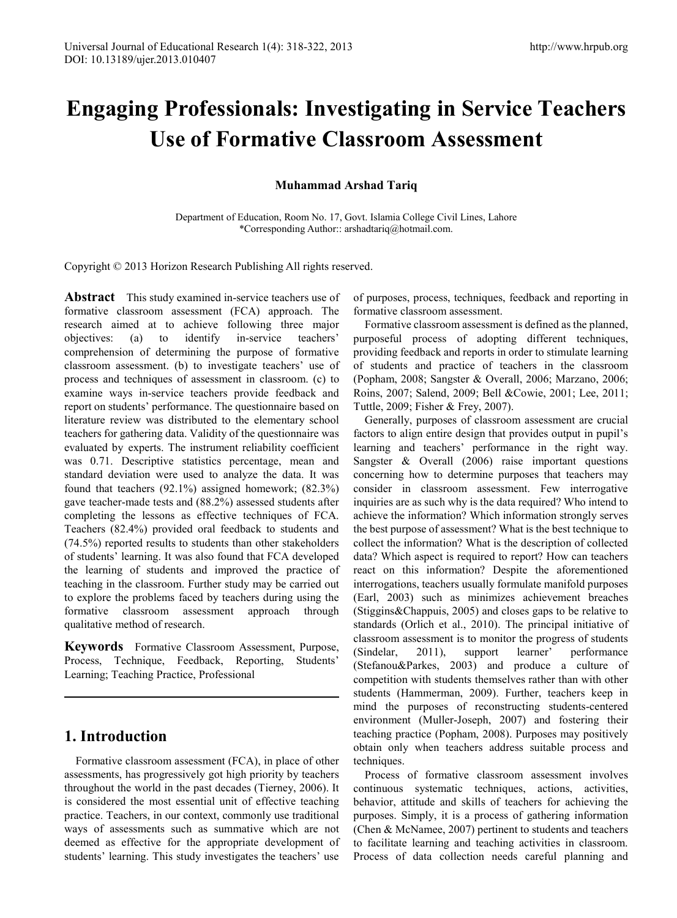# Engaging Professionals: Investigating in Service Teachers Use of Formative Classroom Assessment

**Muhammad Arshad Tariq**

Department of Education, Room No. 17, Govt. Islamia College Civil Lines, Lahore
*Corresponding Author:: arshadtariq@hotmail.com.

Copyright © 2013 Horizon Research Publishing All rights reserved.

**Abstract** This study examined in-service teachers use of formative classroom assessment (FCA) approach. The research aimed at to achieve following three major objectives: (a) to identify in-service teachers' comprehension of determining the purpose of formative classroom assessment. (b) to investigate teachers' use of process and techniques of assessment in classroom. (c) to examine ways in-service teachers provide feedback and report on students' performance. The questionnaire based on literature review was distributed to the elementary school teachers for gathering data. Validity of the questionnaire was evaluated by experts. The instrument reliability coefficient was 0.71. Descriptive statistics percentage, mean and standard deviation were used to analyze the data. It was found that teachers (92.1%) assigned homework; (82.3%) gave teacher-made tests and (88.2%) assessed students after completing the lessons as effective techniques of FCA. Teachers (82.4%) provided oral feedback to students and (74.5%) reported results to students than other stakeholders of students' learning. It was also found that FCA developed the learning of students and improved the practice of teaching in the classroom. Further study may be carried out to explore the problems faced by teachers during using the formative classroom assessment approach through qualitative method of research.

**Keywords** Formative Classroom Assessment, Purpose, Process, Technique, Feedback, Reporting, Students' Learning; Teaching Practice, Professional

## 1. Introduction

Formative classroom assessment (FCA), in place of other assessments, has progressively got high priority by teachers throughout the world in the past decades (Tierney, 2006). It is considered the most essential unit of effective teaching practice. Teachers, in our context, commonly use traditional ways of assessments such as summative which are not deemed as effective for the appropriate development of students' learning. This study investigates the teachers' use of purposes, process, techniques, feedback and reporting in formative classroom assessment.

Formative classroom assessment is defined as the planned, purposeful process of adopting different techniques, providing feedback and reports in order to stimulate learning of students and practice of teachers in the classroom (Popham, 2008; Sangster & Overall, 2006; Marzano, 2006; Roins, 2007; Salend, 2009; Bell &Cowie, 2001; Lee, 2011; Tuttle, 2009; Fisher & Frey, 2007).

Generally, purposes of classroom assessment are crucial factors to align entire design that provides output in pupil's learning and teachers' performance in the right way. Sangster & Overall (2006) raise important questions concerning how to determine purposes that teachers may consider in classroom assessment. Few interrogative inquiries are as such why is the data required? Who intend to achieve the information? Which information strongly serves the best purpose of assessment? What is the best technique to collect the information? What is the description of collected data? Which aspect is required to report? How can teachers react on this information? Despite the aforementioned interrogations, teachers usually formulate manifold purposes (Earl, 2003) such as minimizes achievement breaches (Stiggins&Chappuis, 2005) and closes gaps to be relative to standards (Orlich et al., 2010). The principal initiative of classroom assessment is to monitor the progress of students (Sindelar, 2011), support learner' performance (Stefanou&Parkes, 2003) and produce a culture of competition with students themselves rather than with other students (Hammerman, 2009). Further, teachers keep in mind the purposes of reconstructing students-centered environment (Muller-Joseph, 2007) and fostering their teaching practice (Popham, 2008). Purposes may positively obtain only when teachers address suitable process and techniques.

Process of formative classroom assessment involves continuous systematic techniques, actions, activities, behavior, attitude and skills of teachers for achieving the purposes. Simply, it is a process of gathering information (Chen & McNamee, 2007) pertinent to students and teachers to facilitate learning and teaching activities in classroom. Process of data collection needs careful planning and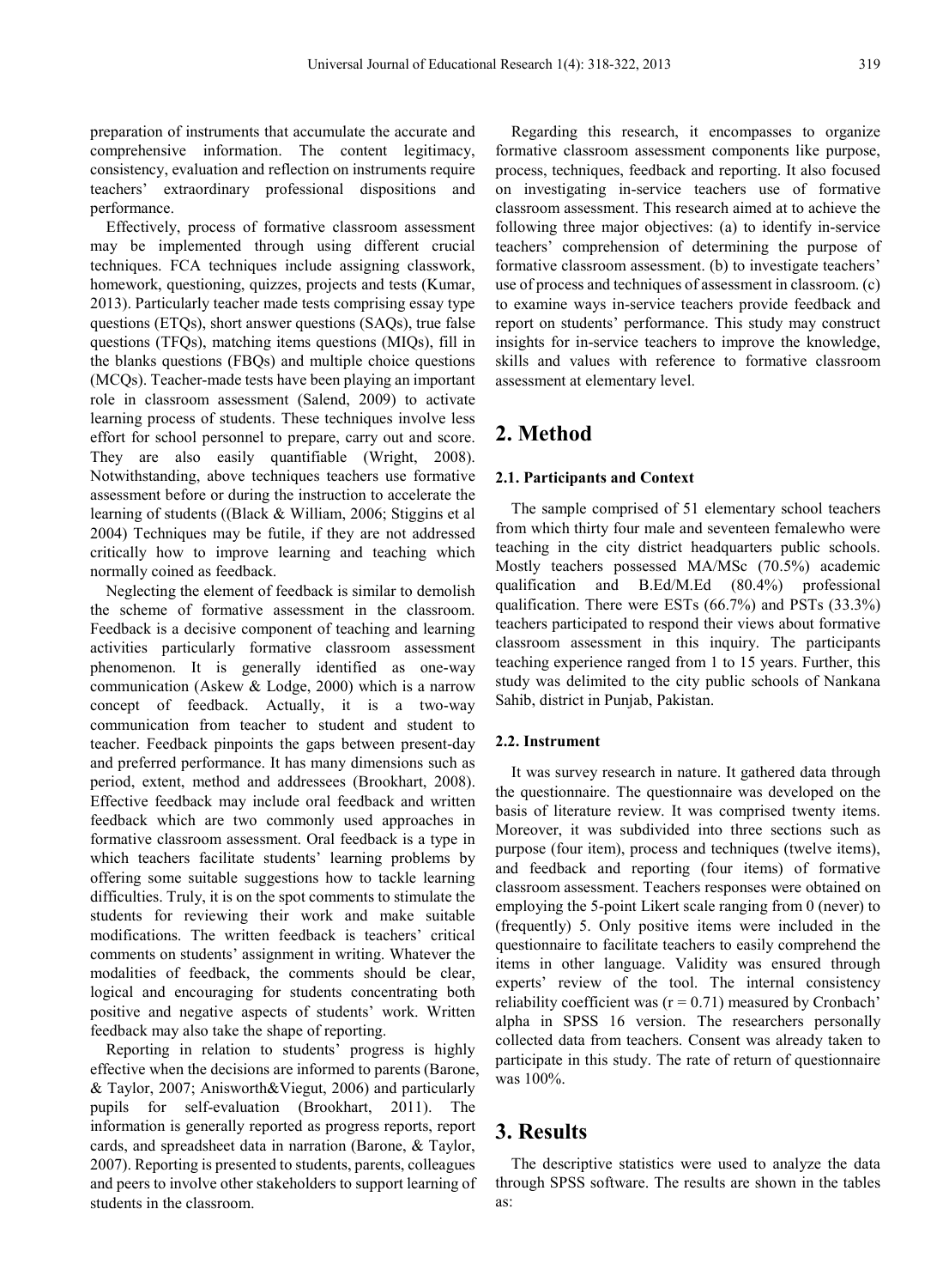preparation of instruments that accumulate the accurate and comprehensive information. The content legitimacy, consistency, evaluation and reflection on instruments require teachers' extraordinary professional dispositions and performance.

Effectively, process of formative classroom assessment may be implemented through using different crucial techniques. FCA techniques include assigning classwork, homework, questioning, quizzes, projects and tests (Kumar, 2013). Particularly teacher made tests comprising essay type questions (ETQs), short answer questions (SAQs), true false questions (TFQs), matching items questions (MIQs), fill in the blanks questions (FBQs) and multiple choice questions (MCQs). Teacher-made tests have been playing an important role in classroom assessment (Salend, 2009) to activate learning process of students. These techniques involve less effort for school personnel to prepare, carry out and score. They are also easily quantifiable (Wright, 2008). Notwithstanding, above techniques teachers use formative assessment before or during the instruction to accelerate the learning of students ((Black & William, 2006; Stiggins et al 2004) Techniques may be futile, if they are not addressed critically how to improve learning and teaching which normally coined as feedback.

Neglecting the element of feedback is similar to demolish the scheme of formative assessment in the classroom. Feedback is a decisive component of teaching and learning activities particularly formative classroom assessment phenomenon. It is generally identified as one-way communication (Askew & Lodge, 2000) which is a narrow concept of feedback. Actually, it is a two-way communication from teacher to student and student to teacher. Feedback pinpoints the gaps between present-day and preferred performance. It has many dimensions such as period, extent, method and addressees (Brookhart, 2008). Effective feedback may include oral feedback and written feedback which are two commonly used approaches in formative classroom assessment. Oral feedback is a type in which teachers facilitate students' learning problems by offering some suitable suggestions how to tackle learning difficulties. Truly, it is on the spot comments to stimulate the students for reviewing their work and make suitable modifications. The written feedback is teachers' critical comments on students' assignment in writing. Whatever the modalities of feedback, the comments should be clear, logical and encouraging for students concentrating both positive and negative aspects of students' work. Written feedback may also take the shape of reporting.

Reporting in relation to students' progress is highly effective when the decisions are informed to parents (Barone, & Taylor, 2007; Anisworth&Viegut, 2006) and particularly pupils for self-evaluation (Brookhart, 2011). The information is generally reported as progress reports, report cards, and spreadsheet data in narration (Barone, & Taylor, 2007). Reporting is presented to students, parents, colleagues and peers to involve other stakeholders to support learning of students in the classroom.

Regarding this research, it encompasses to organize formative classroom assessment components like purpose, process, techniques, feedback and reporting. It also focused on investigating in-service teachers use of formative classroom assessment. This research aimed at to achieve the following three major objectives: (a) to identify in-service teachers' comprehension of determining the purpose of formative classroom assessment. (b) to investigate teachers' use of process and techniques of assessment in classroom. (c) to examine ways in-service teachers provide feedback and report on students' performance. This study may construct insights for in-service teachers to improve the knowledge, skills and values with reference to formative classroom assessment at elementary level.

## 2. Method

### 2.1. Participants and Context

The sample comprised of 51 elementary school teachers from which thirty four male and seventeen femalewho were teaching in the city district headquarters public schools. Mostly teachers possessed MA/MSc (70.5%) academic qualification and B.Ed/M.Ed (80.4%) professional qualification. There were ESTs (66.7%) and PSTs (33.3%) teachers participated to respond their views about formative classroom assessment in this inquiry. The participants teaching experience ranged from 1 to 15 years. Further, this study was delimited to the city public schools of Nankana Sahib, district in Punjab, Pakistan.

### 2.2. Instrument

It was survey research in nature. It gathered data through the questionnaire. The questionnaire was developed on the basis of literature review. It was comprised twenty items. Moreover, it was subdivided into three sections such as purpose (four item), process and techniques (twelve items), and feedback and reporting (four items) of formative classroom assessment. Teachers responses were obtained on employing the 5-point Likert scale ranging from 0 (never) to (frequently) 5. Only positive items were included in the questionnaire to facilitate teachers to easily comprehend the items in other language. Validity was ensured through experts' review of the tool. The internal consistency reliability coefficient was ($r = 0.71$) measured by Cronbach' alpha in SPSS 16 version. The researchers personally collected data from teachers. Consent was already taken to participate in this study. The rate of return of questionnaire was 100%.

## 3. Results

The descriptive statistics were used to analyze the data through SPSS software. The results are shown in the tables as: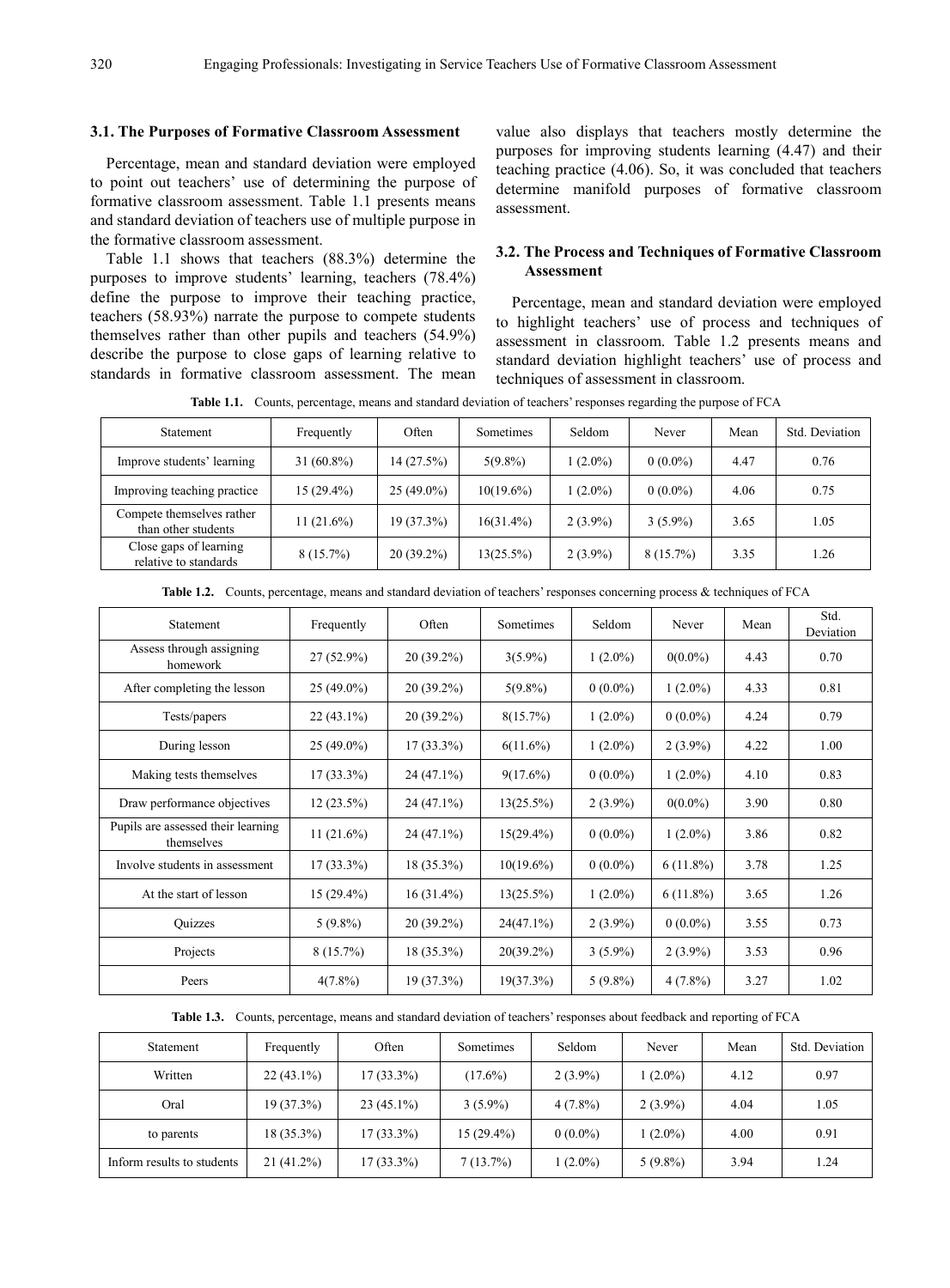### 3.1. The Purposes of Formative Classroom Assessment

Percentage, mean and standard deviation were employed to point out teachers' use of determining the purpose of formative classroom assessment. Table 1.1 presents means and standard deviation of teachers use of multiple purpose in the formative classroom assessment.

Table 1.1 shows that teachers (88.3%) determine the purposes to improve students' learning, teachers (78.4%) define the purpose to improve their teaching practice, teachers (58.93%) narrate the purpose to compete students themselves rather than other pupils and teachers (54.9%) describe the purpose to close gaps of learning relative to standards in formative classroom assessment. The mean value also displays that teachers mostly determine the purposes for improving students learning (4.47) and their teaching practice (4.06). So, it was concluded that teachers determine manifold purposes of formative classroom assessment.

### 3.2. The Process and Techniques of Formative Classroom Assessment

Percentage, mean and standard deviation were employed to highlight teachers' use of process and techniques of assessment in classroom. Table 1.2 presents means and standard deviation highlight teachers' use of process and techniques of assessment in classroom.

**Table 1.1.** Counts, percentage, means and standard deviation of teachers' responses regarding the purpose of FCA

| Statement | Frequently | Often | Sometimes | Seldom | Never | Mean | Std. Deviation |
|---|---|---|---|---|---|---|---|
| Improve students' learning | 31 (60.8%) | 14 (27.5%) | 5(9.8%) | 1 (2.0%) | 0 (0.0%) | 4.47 | 0.76 |
| Improving teaching practice | 15 (29.4%) | 25 (49.0%) | 10(19.6%) | 1 (2.0%) | 0 (0.0%) | 4.06 | 0.75 |
| Compete themselves rather than other students | 11 (21.6%) | 19 (37.3%) | 16(31.4%) | 2 (3.9%) | 3 (5.9%) | 3.65 | 1.05 |
| Close gaps of learning relative to standards | 8 (15.7%) | 20 (39.2%) | 13(25.5%) | 2 (3.9%) | 8 (15.7%) | 3.35 | 1.26 |

**Table 1.2.** Counts, percentage, means and standard deviation of teachers' responses concerning process & techniques of FCA

| Statement | Frequently | Often | Sometimes | Seldom | Never | Mean | Std. Deviation |
|---|---|---|---|---|---|---|---|
| Assess through assigning homework | 27 (52.9%) | 20 (39.2%) | 3(5.9%) | 1 (2.0%) | 0(0.0%) | 4.43 | 0.70 |
| After completing the lesson | 25 (49.0%) | 20 (39.2%) | 5(9.8%) | 0 (0.0%) | 1 (2.0%) | 4.33 | 0.81 |
| Tests/papers | 22 (43.1%) | 20 (39.2%) | 8(15.7%) | 1 (2.0%) | 0 (0.0%) | 4.24 | 0.79 |
| During lesson | 25 (49.0%) | 17 (33.3%) | 6(11.6%) | 1 (2.0%) | 2 (3.9%) | 4.22 | 1.00 |
| Making tests themselves | 17 (33.3%) | 24 (47.1%) | 9(17.6%) | 0 (0.0%) | 1 (2.0%) | 4.10 | 0.83 |
| Draw performance objectives | 12 (23.5%) | 24 (47.1%) | 13(25.5%) | 2 (3.9%) | 0(0.0%) | 3.90 | 0.80 |
| Pupils are assessed their learning themselves | 11 (21.6%) | 24 (47.1%) | 15(29.4%) | 0 (0.0%) | 1 (2.0%) | 3.86 | 0.82 |
| Involve students in assessment | 17 (33.3%) | 18 (35.3%) | 10(19.6%) | 0 (0.0%) | 6 (11.8%) | 3.78 | 1.25 |
| At the start of lesson | 15 (29.4%) | 16 (31.4%) | 13(25.5%) | 1 (2.0%) | 6 (11.8%) | 3.65 | 1.26 |
| Quizzes | 5 (9.8%) | 20 (39.2%) | 24(47.1%) | 2 (3.9%) | 0 (0.0%) | 3.55 | 0.73 |
| Projects | 8 (15.7%) | 18 (35.3%) | 20(39.2%) | 3 (5.9%) | 2 (3.9%) | 3.53 | 0.96 |
| Peers | 4(7.8%) | 19 (37.3%) | 19(37.3%) | 5 (9.8%) | 4 (7.8%) | 3.27 | 1.02 |

**Table 1.3.** Counts, percentage, means and standard deviation of teachers' responses about feedback and reporting of FCA

| Statement | Frequently | Often | Sometimes | Seldom | Never | Mean | Std. Deviation |
|---|---|---|---|---|---|---|---|
| Written | 22 (43.1%) | 17 (33.3%) | (17.6%) | 2 (3.9%) | 1 (2.0%) | 4.12 | 0.97 |
| Oral | 19 (37.3%) | 23 (45.1%) | 3 (5.9%) | 4 (7.8%) | 2 (3.9%) | 4.04 | 1.05 |
| to parents | 18 (35.3%) | 17 (33.3%) | 15 (29.4%) | 0 (0.0%) | 1 (2.0%) | 4.00 | 0.91 |
| Inform results to students | 21 (41.2%) | 17 (33.3%) | 7 (13.7%) | 1 (2.0%) | 5 (9.8%) | 3.94 | 1.24 |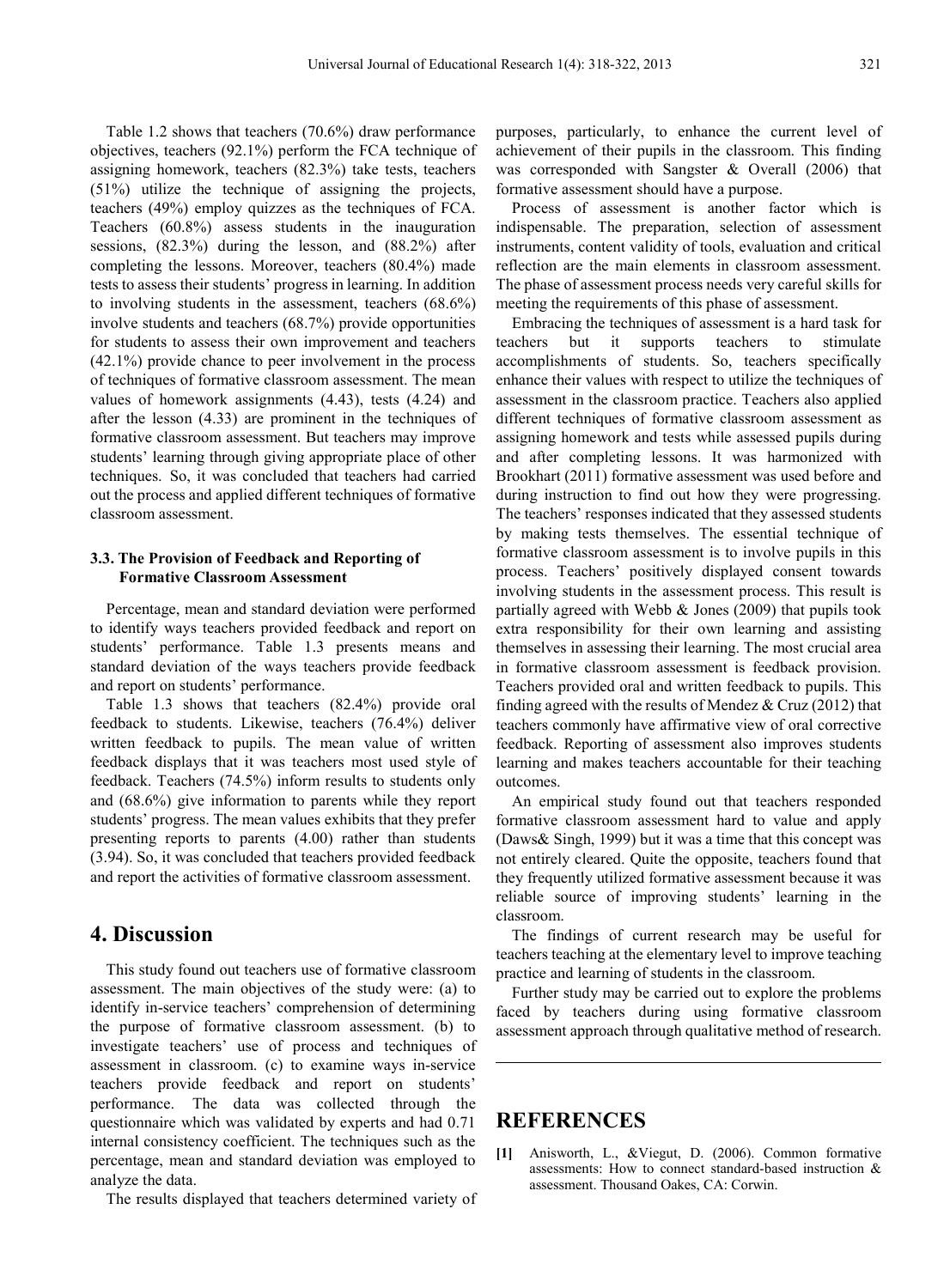Table 1.2 shows that teachers (70.6%) draw performance objectives, teachers (92.1%) perform the FCA technique of assigning homework, teachers (82.3%) take tests, teachers (51%) utilize the technique of assigning the projects, teachers (49%) employ quizzes as the techniques of FCA. Teachers (60.8%) assess students in the inauguration sessions, (82.3%) during the lesson, and (88.2%) after completing the lessons. Moreover, teachers (80.4%) made tests to assess their students' progress in learning. In addition to involving students in the assessment, teachers (68.6%) involve students and teachers (68.7%) provide opportunities for students to assess their own improvement and teachers (42.1%) provide chance to peer involvement in the process of techniques of formative classroom assessment. The mean values of homework assignments (4.43), tests (4.24) and after the lesson (4.33) are prominent in the techniques of formative classroom assessment. But teachers may improve students' learning through giving appropriate place of other techniques. So, it was concluded that teachers had carried out the process and applied different techniques of formative classroom assessment.

### 3.3. The Provision of Feedback and Reporting of Formative Classroom Assessment

Percentage, mean and standard deviation were performed to identify ways teachers provided feedback and report on students' performance. Table 1.3 presents means and standard deviation of the ways teachers provide feedback and report on students' performance.

Table 1.3 shows that teachers (82.4%) provide oral feedback to students. Likewise, teachers (76.4%) deliver written feedback to pupils. The mean value of written feedback displays that it was teachers most used style of feedback. Teachers (74.5%) inform results to students only and (68.6%) give information to parents while they report students' progress. The mean values exhibits that they prefer presenting reports to parents (4.00) rather than students (3.94). So, it was concluded that teachers provided feedback and report the activities of formative classroom assessment.

## 4. Discussion

This study found out teachers use of formative classroom assessment. The main objectives of the study were: (a) to identify in-service teachers' comprehension of determining the purpose of formative classroom assessment. (b) to investigate teachers' use of process and techniques of assessment in classroom. (c) to examine ways in-service teachers provide feedback and report on students' performance. The data was collected through the questionnaire which was validated by experts and had 0.71 internal consistency coefficient. The techniques such as the percentage, mean and standard deviation was employed to analyze the data.

The results displayed that teachers determined variety of purposes, particularly, to enhance the current level of achievement of their pupils in the classroom. This finding was corresponded with Sangster & Overall (2006) that formative assessment should have a purpose.

Process of assessment is another factor which is indispensable. The preparation, selection of assessment instruments, content validity of tools, evaluation and critical reflection are the main elements in classroom assessment. The phase of assessment process needs very careful skills for meeting the requirements of this phase of assessment.

Embracing the techniques of assessment is a hard task for teachers but it supports teachers to stimulate accomplishments of students. So, teachers specifically enhance their values with respect to utilize the techniques of assessment in the classroom practice. Teachers also applied different techniques of formative classroom assessment as assigning homework and tests while assessed pupils during and after completing lessons. It was harmonized with Brookhart (2011) formative assessment was used before and during instruction to find out how they were progressing. The teachers' responses indicated that they assessed students by making tests themselves. The essential technique of formative classroom assessment is to involve pupils in this process. Teachers' positively displayed consent towards involving students in the assessment process. This result is partially agreed with Webb & Jones (2009) that pupils took extra responsibility for their own learning and assisting themselves in assessing their learning. The most crucial area in formative classroom assessment is feedback provision. Teachers provided oral and written feedback to pupils. This finding agreed with the results of Mendez & Cruz (2012) that teachers commonly have affirmative view of oral corrective feedback. Reporting of assessment also improves students learning and makes teachers accountable for their teaching outcomes.

An empirical study found out that teachers responded formative classroom assessment hard to value and apply (Daws& Singh, 1999) but it was a time that this concept was not entirely cleared. Quite the opposite, teachers found that they frequently utilized formative assessment because it was reliable source of improving students' learning in the classroom.

The findings of current research may be useful for teachers teaching at the elementary level to improve teaching practice and learning of students in the classroom.

Further study may be carried out to explore the problems faced by teachers during using formative classroom assessment approach through qualitative method of research.

## REFERENCES

[1] Anisworth, L., &Viegut, D. (2006). Common formative assessments: How to connect standard-based instruction & assessment. Thousand Oakes, CA: Corwin.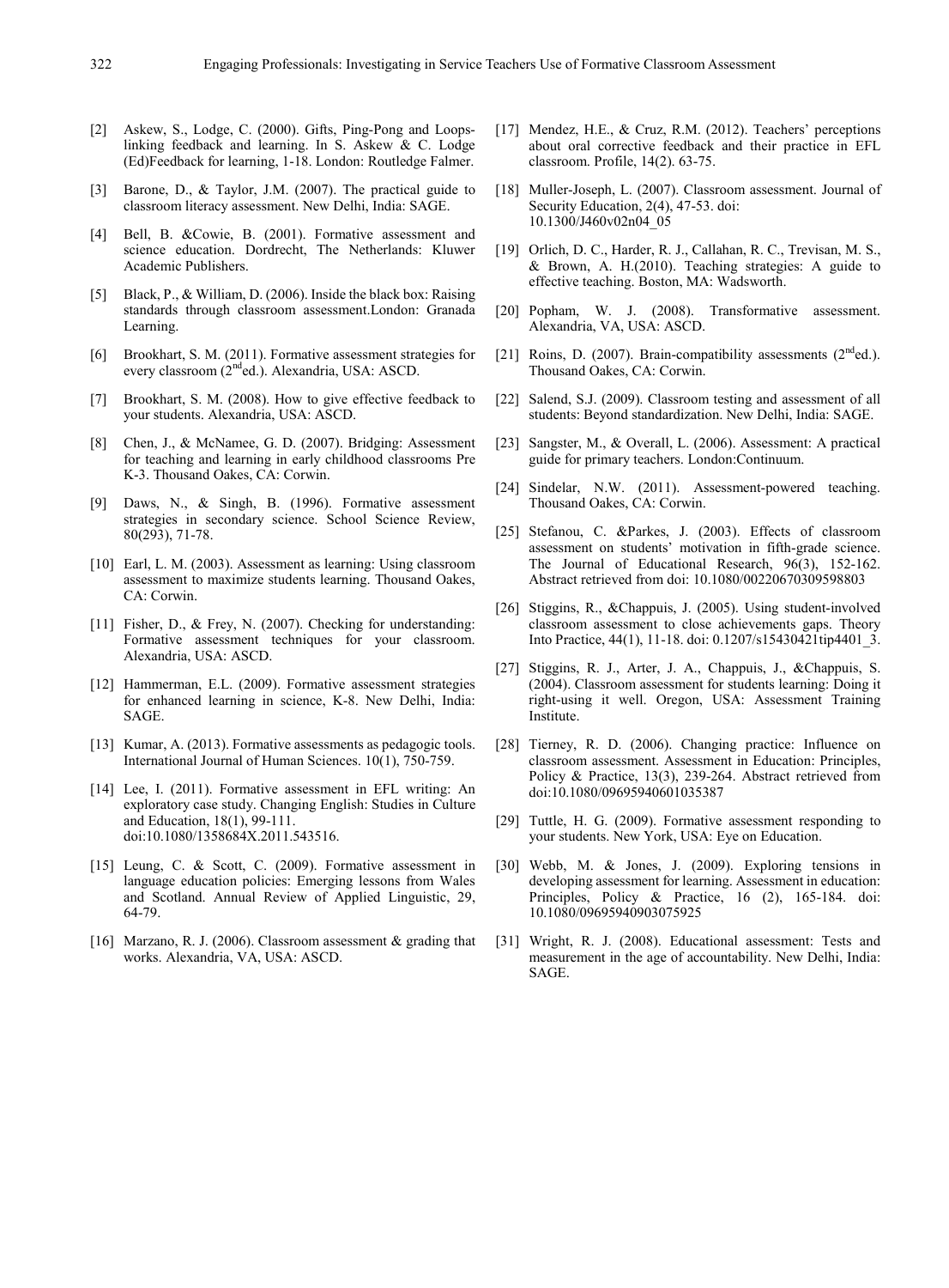[2] Askew, S., Lodge, C. (2000). Gifts, Ping-Pong and Loops-linking feedback and learning. In S. Askew & C. Lodge (Ed)Feedback for learning, 1-18. London: Routledge Falmer.

[3] Barone, D., & Taylor, J.M. (2007). The practical guide to classroom literacy assessment. New Delhi, India: SAGE.

[4] Bell, B. &Cowie, B. (2001). Formative assessment and science education. Dordrecht, The Netherlands: Kluwer Academic Publishers.

[5] Black, P., & William, D. (2006). Inside the black box: Raising standards through classroom assessment.London: Granada Learning.

[6] Brookhart, S. M. (2011). Formative assessment strategies for every classroom (2nd ed.). Alexandria, USA: ASCD.

[7] Brookhart, S. M. (2008). How to give effective feedback to your students. Alexandria, USA: ASCD.

[8] Chen, J., & McNamee, G. D. (2007). Bridging: Assessment for teaching and learning in early childhood classrooms Pre K-3. Thousand Oakes, CA: Corwin.

[9] Daws, N., & Singh, B. (1996). Formative assessment strategies in secondary science. School Science Review, 80(293), 71-78.

[10] Earl, L. M. (2003). Assessment as learning: Using classroom assessment to maximize students learning. Thousand Oakes, CA: Corwin.

[11] Fisher, D., & Frey, N. (2007). Checking for understanding: Formative assessment techniques for your classroom. Alexandria, USA: ASCD.

[12] Hammerman, E.L. (2009). Formative assessment strategies for enhanced learning in science, K-8. New Delhi, India: SAGE.

[13] Kumar, A. (2013). Formative assessments as pedagogic tools. International Journal of Human Sciences. 10(1), 750-759.

[14] Lee, I. (2011). Formative assessment in EFL writing: An exploratory case study. Changing English: Studies in Culture and Education, 18(1), 99-111. doi:10.1080/1358684X.2011.543516.

[15] Leung, C. & Scott, C. (2009). Formative assessment in language education policies: Emerging lessons from Wales and Scotland. Annual Review of Applied Linguistic, 29, 64-79.

[16] Marzano, R. J. (2006). Classroom assessment & grading that works. Alexandria, VA, USA: ASCD.

[17] Mendez, H.E., & Cruz, R.M. (2012). Teachers' perceptions about oral corrective feedback and their practice in EFL classroom. Profile, 14(2). 63-75.

[18] Muller-Joseph, L. (2007). Classroom assessment. Journal of Security Education, 2(4), 47-53. doi: 10.1300/J460v02n04_05

[19] Orlich, D. C., Harder, R. J., Callahan, R. C., Trevisan, M. S., & Brown, A. H.(2010). Teaching strategies: A guide to effective teaching. Boston, MA: Wadsworth.

[20] Popham, W. J. (2008). Transformative assessment. Alexandria, VA, USA: ASCD.

[21] Roins, D. (2007). Brain-compatibility assessments (2nd ed.). Thousand Oakes, CA: Corwin.

[22] Salend, S.J. (2009). Classroom testing and assessment of all students: Beyond standardization. New Delhi, India: SAGE.

[23] Sangster, M., & Overall, L. (2006). Assessment: A practical guide for primary teachers. London:Continuum.

[24] Sindelar, N.W. (2011). Assessment-powered teaching. Thousand Oakes, CA: Corwin.

[25] Stefanou, C. &Parkes, J. (2003). Effects of classroom assessment on students' motivation in fifth-grade science. The Journal of Educational Research, 96(3), 152-162. Abstract retrieved from doi: 10.1080/00220670309598803

[26] Stiggins, R., &Chappuis, J. (2005). Using student-involved classroom assessment to close achievements gaps. Theory Into Practice, 44(1), 11-18. doi: 0.1207/s15430421tip4401_3.

[27] Stiggins, R. J., Arter, J. A., Chappuis, J., &Chappuis, S. (2004). Classroom assessment for students learning: Doing it right-using it well. Oregon, USA: Assessment Training Institute.

[28] Tierney, R. D. (2006). Changing practice: Influence on classroom assessment. Assessment in Education: Principles, Policy & Practice, 13(3), 239-264. Abstract retrieved from doi:10.1080/09695940601035387

[29] Tuttle, H. G. (2009). Formative assessment responding to your students. New York, USA: Eye on Education.

[30] Webb, M. & Jones, J. (2009). Exploring tensions in developing assessment for learning. Assessment in education: Principles, Policy & Practice, 16 (2), 165-184. doi: 10.1080/09695940903075925

[31] Wright, R. J. (2008). Educational assessment: Tests and measurement in the age of accountability. New Delhi, India: SAGE.